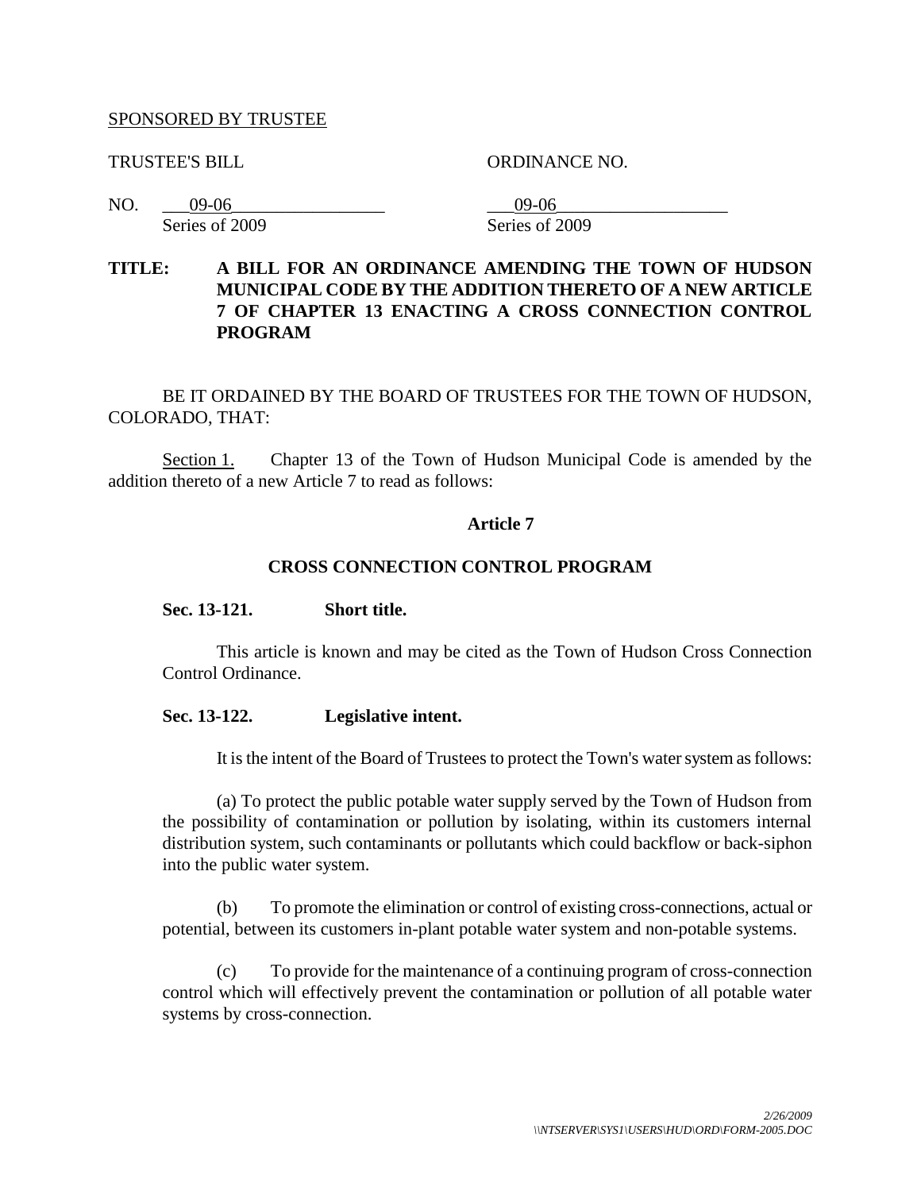SPONSORED BY TRUSTEE

TRUSTEE'S BILL

NO. 09-06
Series of 2009

ORDINANCE NO.

09-06
Series of 2009

**TITLE: A BILL FOR AN ORDINANCE AMENDING THE TOWN OF HUDSON MUNICIPAL CODE BY THE ADDITION THERETO OF A NEW ARTICLE 7 OF CHAPTER 13 ENACTING A CROSS CONNECTION CONTROL PROGRAM**

BE IT ORDAINED BY THE BOARD OF TRUSTEES FOR THE TOWN OF HUDSON, COLORADO, THAT:

Section 1. Chapter 13 of the Town of Hudson Municipal Code is amended by the addition thereto of a new Article 7 to read as follows:

## Article 7

## CROSS CONNECTION CONTROL PROGRAM

**Sec. 13-121. Short title.**

This article is known and may be cited as the Town of Hudson Cross Connection Control Ordinance.

**Sec. 13-122. Legislative intent.**

It is the intent of the Board of Trustees to protect the Town's water system as follows:

(a) To protect the public potable water supply served by the Town of Hudson from the possibility of contamination or pollution by isolating, within its customers internal distribution system, such contaminants or pollutants which could backflow or back-siphon into the public water system.

(b) To promote the elimination or control of existing cross-connections, actual or potential, between its customers in-plant potable water system and non-potable systems.

(c) To provide for the maintenance of a continuing program of cross-connection control which will effectively prevent the contamination or pollution of all potable water systems by cross-connection.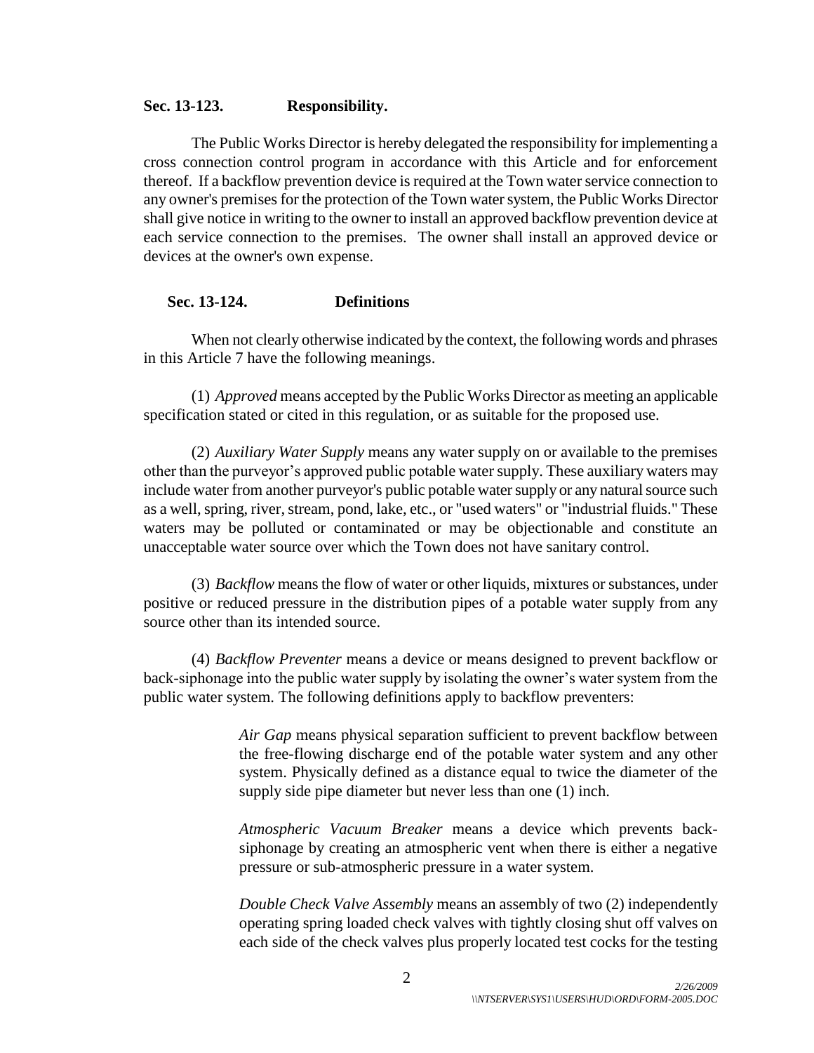### Sec. 13-123. Responsibility.

The Public Works Director is hereby delegated the responsibility for implementing a cross connection control program in accordance with this Article and for enforcement thereof. If a backflow prevention device is required at the Town water service connection to any owner's premises for the protection of the Town water system, the Public Works Director shall give notice in writing to the owner to install an approved backflow prevention device at each service connection to the premises. The owner shall install an approved device or devices at the owner's own expense.

### Sec. 13-124. Definitions

When not clearly otherwise indicated by the context, the following words and phrases in this Article 7 have the following meanings.

(1) *Approved* means accepted by the Public Works Director as meeting an applicable specification stated or cited in this regulation, or as suitable for the proposed use.

(2) *Auxiliary Water Supply* means any water supply on or available to the premises other than the purveyor's approved public potable water supply. These auxiliary waters may include water from another purveyor's public potable water supply or any natural source such as a well, spring, river, stream, pond, lake, etc., or "used waters" or "industrial fluids." These waters may be polluted or contaminated or may be objectionable and constitute an unacceptable water source over which the Town does not have sanitary control.

(3) *Backflow* means the flow of water or other liquids, mixtures or substances, under positive or reduced pressure in the distribution pipes of a potable water supply from any source other than its intended source.

(4) *Backflow Preventer* means a device or means designed to prevent backflow or back-siphonage into the public water supply by isolating the owner's water system from the public water system. The following definitions apply to backflow preventers:

> *Air Gap* means physical separation sufficient to prevent backflow between the free-flowing discharge end of the potable water system and any other system. Physically defined as a distance equal to twice the diameter of the supply side pipe diameter but never less than one (1) inch.
>
> *Atmospheric Vacuum Breaker* means a device which prevents back-siphonage by creating an atmospheric vent when there is either a negative pressure or sub-atmospheric pressure in a water system.
>
> *Double Check Valve Assembly* means an assembly of two (2) independently operating spring loaded check valves with tightly closing shut off valves on each side of the check valves plus properly located test cocks for the testing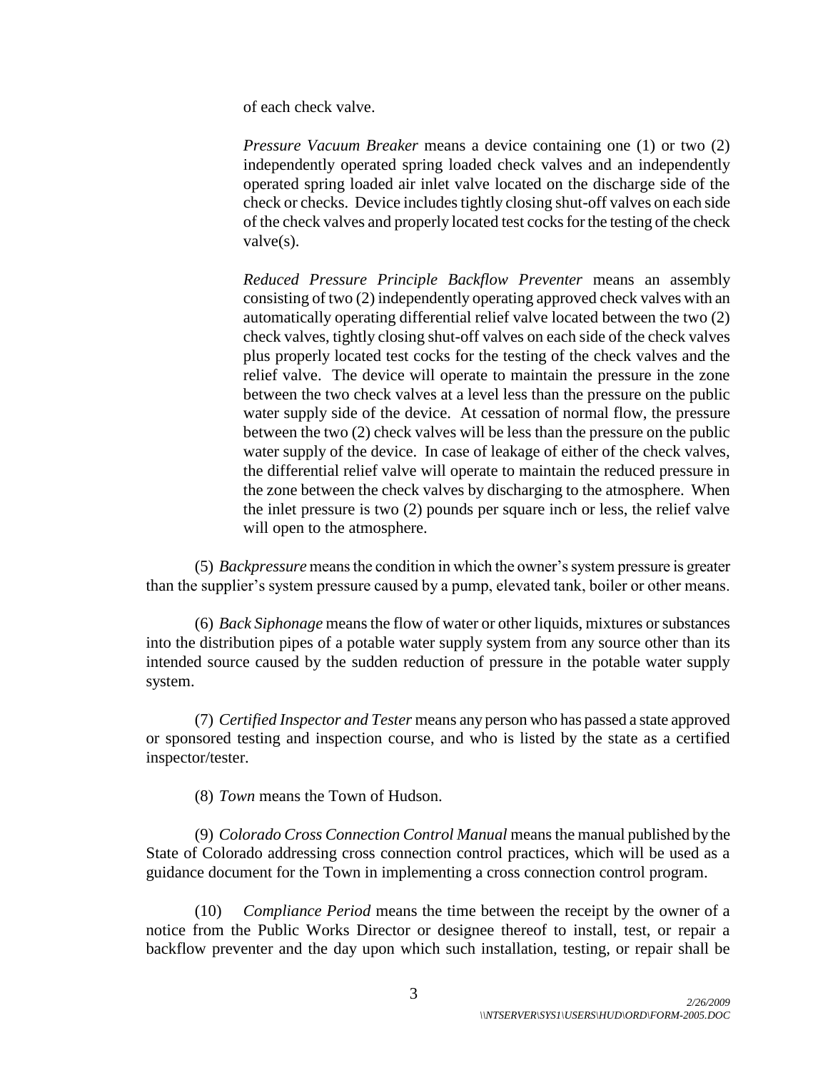of each check valve.

*Pressure Vacuum Breaker* means a device containing one (1) or two (2) independently operated spring loaded check valves and an independently operated spring loaded air inlet valve located on the discharge side of the check or checks. Device includes tightly closing shut-off valves on each side of the check valves and properly located test cocks for the testing of the check valve(s).

*Reduced Pressure Principle Backflow Preventer* means an assembly consisting of two (2) independently operating approved check valves with an automatically operating differential relief valve located between the two (2) check valves, tightly closing shut-off valves on each side of the check valves plus properly located test cocks for the testing of the check valves and the relief valve. The device will operate to maintain the pressure in the zone between the two check valves at a level less than the pressure on the public water supply side of the device. At cessation of normal flow, the pressure between the two (2) check valves will be less than the pressure on the public water supply of the device. In case of leakage of either of the check valves, the differential relief valve will operate to maintain the reduced pressure in the zone between the check valves by discharging to the atmosphere. When the inlet pressure is two (2) pounds per square inch or less, the relief valve will open to the atmosphere.

(5) *Backpressure* means the condition in which the owner's system pressure is greater than the supplier's system pressure caused by a pump, elevated tank, boiler or other means.

(6) *Back Siphonage* means the flow of water or other liquids, mixtures or substances into the distribution pipes of a potable water supply system from any source other than its intended source caused by the sudden reduction of pressure in the potable water supply system.

(7) *Certified Inspector and Tester* means any person who has passed a state approved or sponsored testing and inspection course, and who is listed by the state as a certified inspector/tester.

(8) *Town* means the Town of Hudson.

(9) *Colorado Cross Connection Control Manual* means the manual published by the State of Colorado addressing cross connection control practices, which will be used as a guidance document for the Town in implementing a cross connection control program.

(10) *Compliance Period* means the time between the receipt by the owner of a notice from the Public Works Director or designee thereof to install, test, or repair a backflow preventer and the day upon which such installation, testing, or repair shall be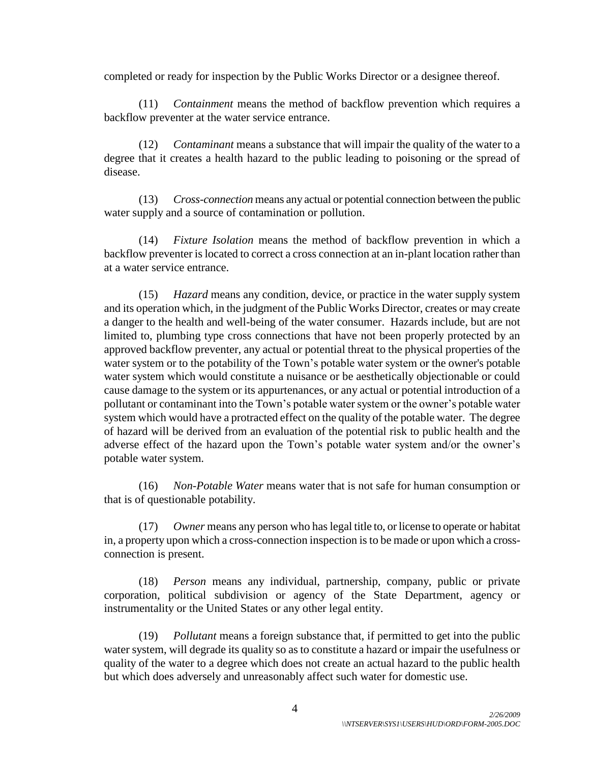completed or ready for inspection by the Public Works Director or a designee thereof.

(11) *Containment* means the method of backflow prevention which requires a backflow preventer at the water service entrance.

(12) *Contaminant* means a substance that will impair the quality of the water to a degree that it creates a health hazard to the public leading to poisoning or the spread of disease.

(13) *Cross-connection* means any actual or potential connection between the public water supply and a source of contamination or pollution.

(14) *Fixture Isolation* means the method of backflow prevention in which a backflow preventer is located to correct a cross connection at an in-plant location rather than at a water service entrance.

(15) *Hazard* means any condition, device, or practice in the water supply system and its operation which, in the judgment of the Public Works Director, creates or may create a danger to the health and well-being of the water consumer. Hazards include, but are not limited to, plumbing type cross connections that have not been properly protected by an approved backflow preventer, any actual or potential threat to the physical properties of the water system or to the potability of the Town's potable water system or the owner's potable water system which would constitute a nuisance or be aesthetically objectionable or could cause damage to the system or its appurtenances, or any actual or potential introduction of a pollutant or contaminant into the Town's potable water system or the owner's potable water system which would have a protracted effect on the quality of the potable water. The degree of hazard will be derived from an evaluation of the potential risk to public health and the adverse effect of the hazard upon the Town's potable water system and/or the owner's potable water system.

(16) *Non-Potable Water* means water that is not safe for human consumption or that is of questionable potability.

(17) *Owner* means any person who has legal title to, or license to operate or habitat in, a property upon which a cross-connection inspection is to be made or upon which a cross-connection is present.

(18) *Person* means any individual, partnership, company, public or private corporation, political subdivision or agency of the State Department, agency or instrumentality or the United States or any other legal entity.

(19) *Pollutant* means a foreign substance that, if permitted to get into the public water system, will degrade its quality so as to constitute a hazard or impair the usefulness or quality of the water to a degree which does not create an actual hazard to the public health but which does adversely and unreasonably affect such water for domestic use.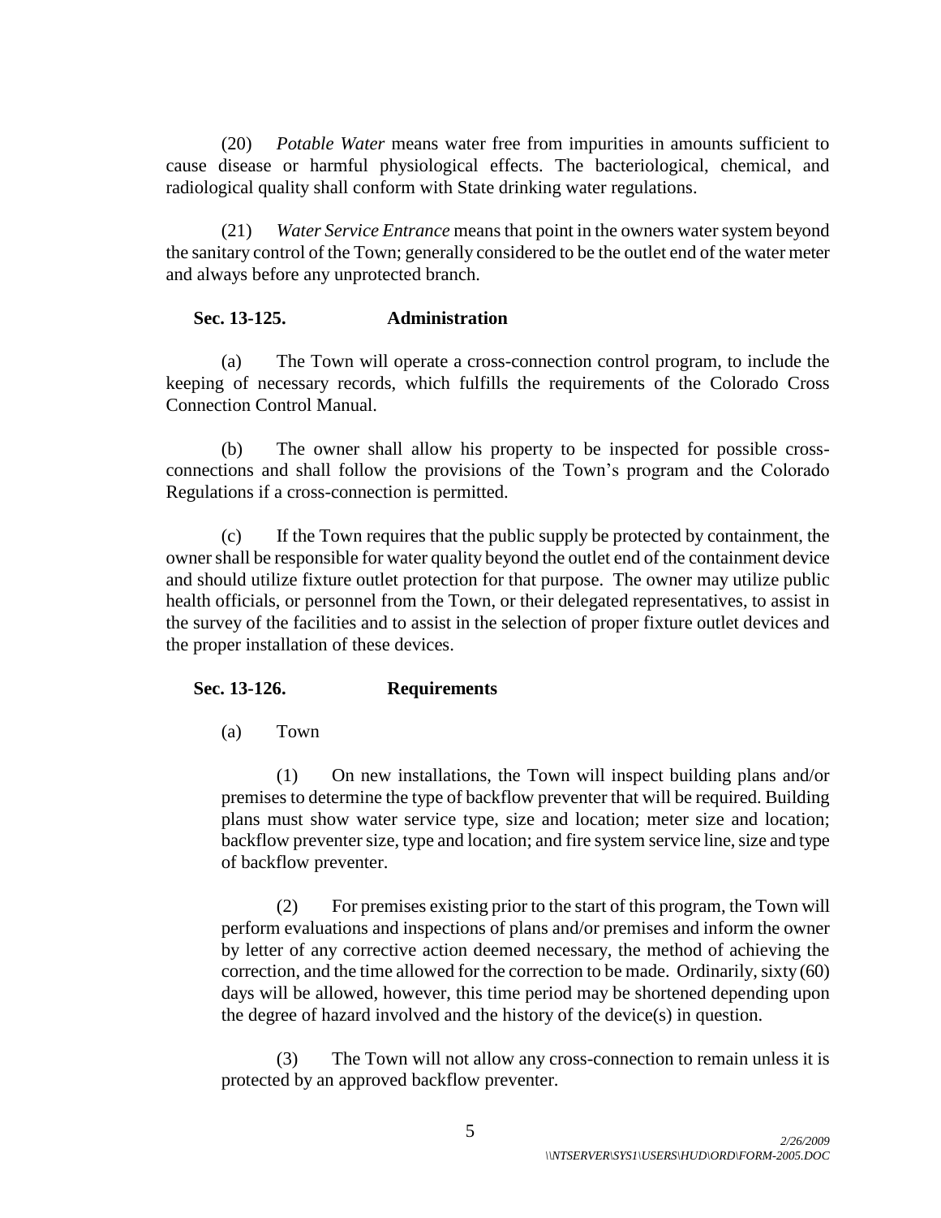(20) *Potable Water* means water free from impurities in amounts sufficient to cause disease or harmful physiological effects. The bacteriological, chemical, and radiological quality shall conform with State drinking water regulations.

(21) *Water Service Entrance* means that point in the owners water system beyond the sanitary control of the Town; generally considered to be the outlet end of the water meter and always before any unprotected branch.

**Sec. 13-125. Administration**

(a) The Town will operate a cross-connection control program, to include the keeping of necessary records, which fulfills the requirements of the Colorado Cross Connection Control Manual.

(b) The owner shall allow his property to be inspected for possible cross-connections and shall follow the provisions of the Town's program and the Colorado Regulations if a cross-connection is permitted.

(c) If the Town requires that the public supply be protected by containment, the owner shall be responsible for water quality beyond the outlet end of the containment device and should utilize fixture outlet protection for that purpose. The owner may utilize public health officials, or personnel from the Town, or their delegated representatives, to assist in the survey of the facilities and to assist in the selection of proper fixture outlet devices and the proper installation of these devices.

**Sec. 13-126. Requirements**

(a) Town

(1) On new installations, the Town will inspect building plans and/or premises to determine the type of backflow preventer that will be required. Building plans must show water service type, size and location; meter size and location; backflow preventer size, type and location; and fire system service line, size and type of backflow preventer.

(2) For premises existing prior to the start of this program, the Town will perform evaluations and inspections of plans and/or premises and inform the owner by letter of any corrective action deemed necessary, the method of achieving the correction, and the time allowed for the correction to be made. Ordinarily, sixty (60) days will be allowed, however, this time period may be shortened depending upon the degree of hazard involved and the history of the device(s) in question.

(3) The Town will not allow any cross-connection to remain unless it is protected by an approved backflow preventer.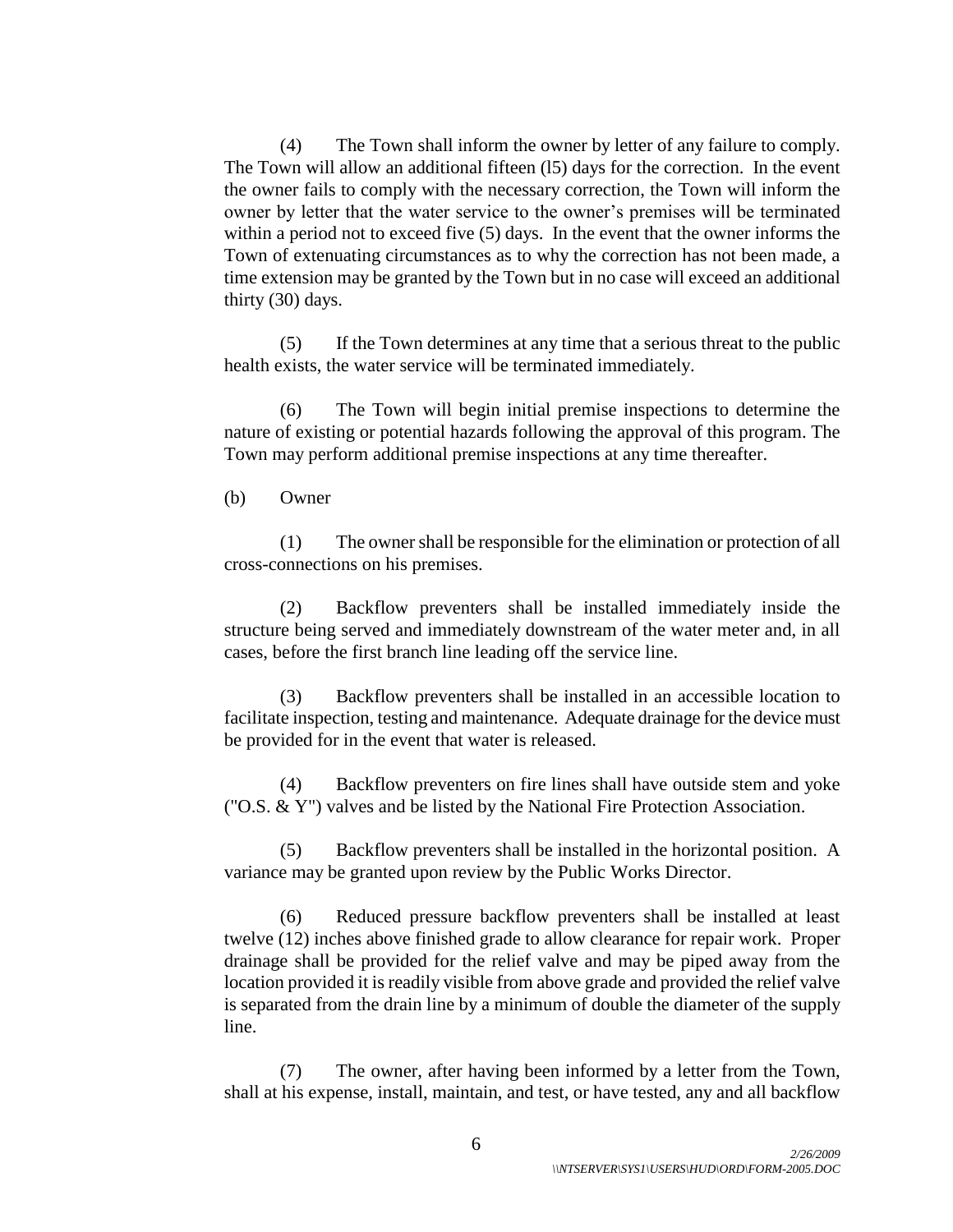(4) The Town shall inform the owner by letter of any failure to comply. The Town will allow an additional fifteen (l5) days for the correction. In the event the owner fails to comply with the necessary correction, the Town will inform the owner by letter that the water service to the owner's premises will be terminated within a period not to exceed five (5) days. In the event that the owner informs the Town of extenuating circumstances as to why the correction has not been made, a time extension may be granted by the Town but in no case will exceed an additional thirty (30) days.

(5) If the Town determines at any time that a serious threat to the public health exists, the water service will be terminated immediately.

(6) The Town will begin initial premise inspections to determine the nature of existing or potential hazards following the approval of this program. The Town may perform additional premise inspections at any time thereafter.

(b) Owner

(1) The owner shall be responsible for the elimination or protection of all cross-connections on his premises.

(2) Backflow preventers shall be installed immediately inside the structure being served and immediately downstream of the water meter and, in all cases, before the first branch line leading off the service line.

(3) Backflow preventers shall be installed in an accessible location to facilitate inspection, testing and maintenance. Adequate drainage for the device must be provided for in the event that water is released.

(4) Backflow preventers on fire lines shall have outside stem and yoke ("O.S. & Y") valves and be listed by the National Fire Protection Association.

(5) Backflow preventers shall be installed in the horizontal position. A variance may be granted upon review by the Public Works Director.

(6) Reduced pressure backflow preventers shall be installed at least twelve (12) inches above finished grade to allow clearance for repair work. Proper drainage shall be provided for the relief valve and may be piped away from the location provided it is readily visible from above grade and provided the relief valve is separated from the drain line by a minimum of double the diameter of the supply line.

(7) The owner, after having been informed by a letter from the Town, shall at his expense, install, maintain, and test, or have tested, any and all backflow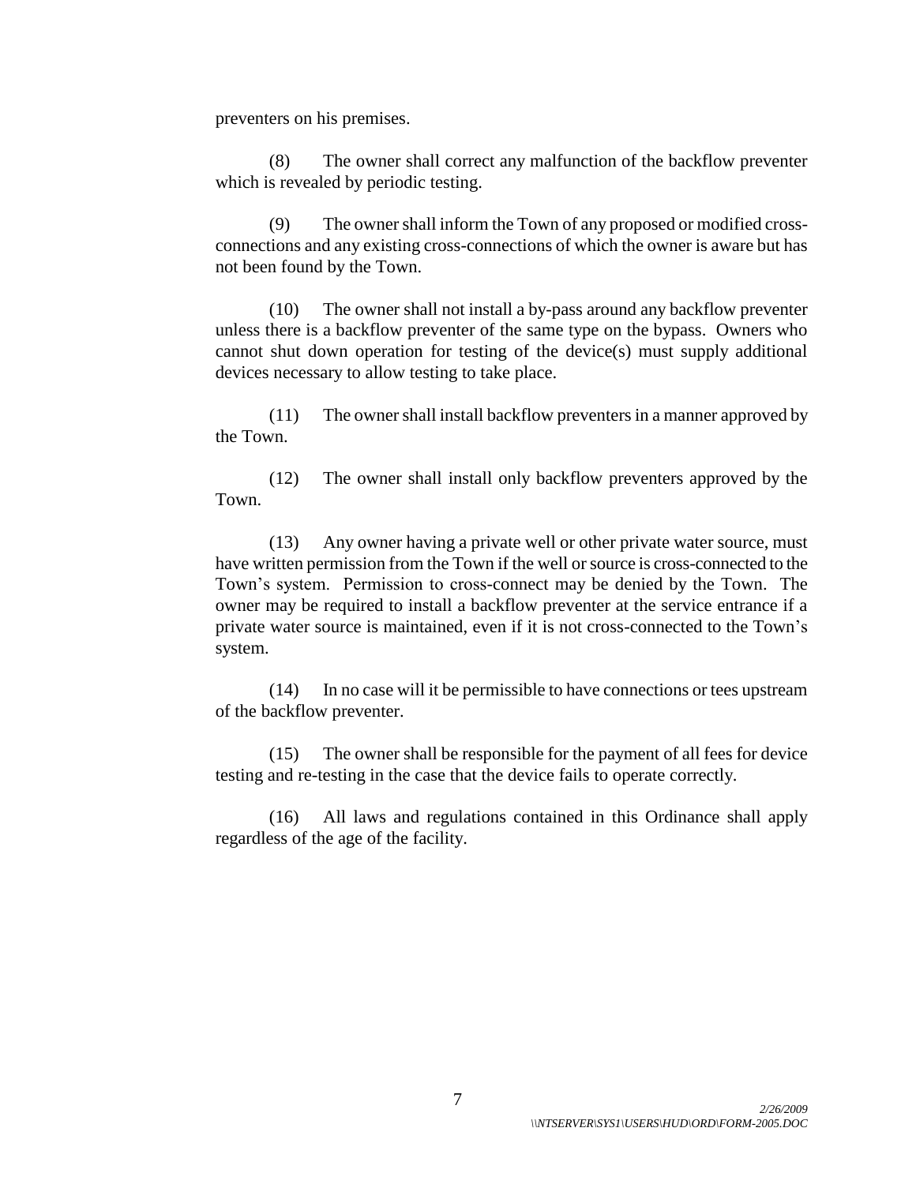preventers on his premises.

(8) The owner shall correct any malfunction of the backflow preventer which is revealed by periodic testing.

(9) The owner shall inform the Town of any proposed or modified cross-connections and any existing cross-connections of which the owner is aware but has not been found by the Town.

(10) The owner shall not install a by-pass around any backflow preventer unless there is a backflow preventer of the same type on the bypass. Owners who cannot shut down operation for testing of the device(s) must supply additional devices necessary to allow testing to take place.

(11) The owner shall install backflow preventers in a manner approved by the Town.

(12) The owner shall install only backflow preventers approved by the Town.

(13) Any owner having a private well or other private water source, must have written permission from the Town if the well or source is cross-connected to the Town's system. Permission to cross-connect may be denied by the Town. The owner may be required to install a backflow preventer at the service entrance if a private water source is maintained, even if it is not cross-connected to the Town's system.

(14) In no case will it be permissible to have connections or tees upstream of the backflow preventer.

(15) The owner shall be responsible for the payment of all fees for device testing and re-testing in the case that the device fails to operate correctly.

(16) All laws and regulations contained in this Ordinance shall apply regardless of the age of the facility.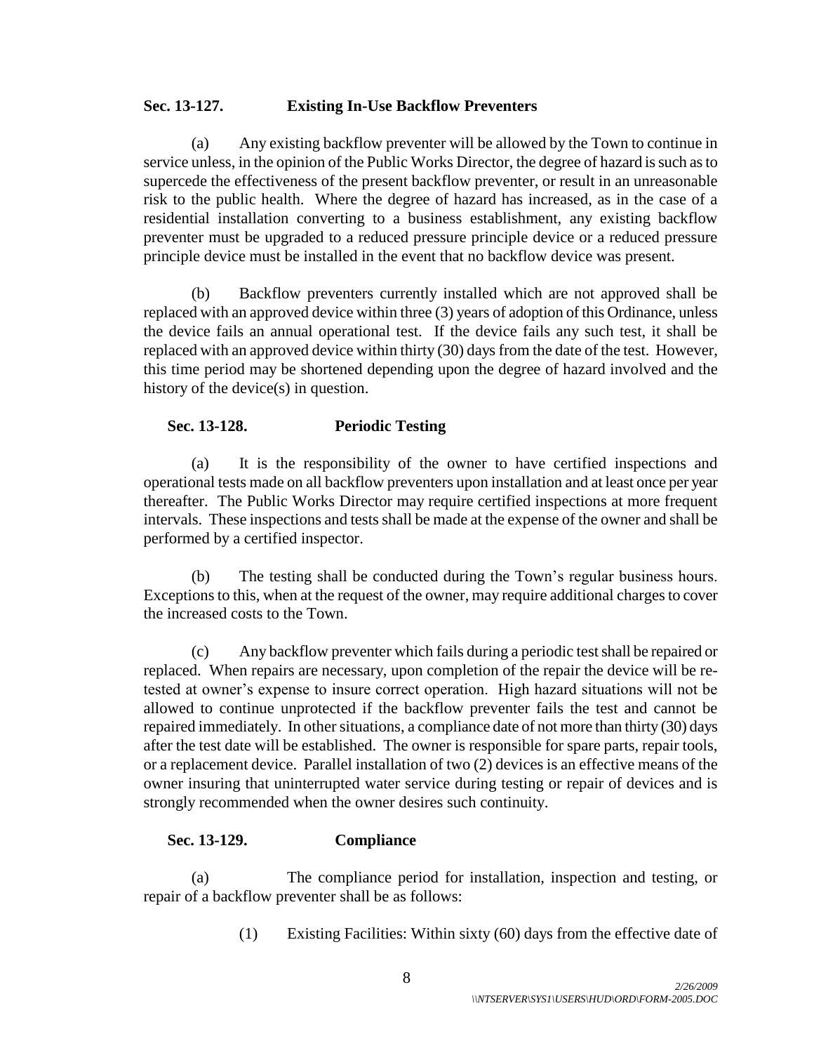**Sec. 13-127. Existing In-Use Backflow Preventers**

(a) Any existing backflow preventer will be allowed by the Town to continue in service unless, in the opinion of the Public Works Director, the degree of hazard is such as to supercede the effectiveness of the present backflow preventer, or result in an unreasonable risk to the public health. Where the degree of hazard has increased, as in the case of a residential installation converting to a business establishment, any existing backflow preventer must be upgraded to a reduced pressure principle device or a reduced pressure principle device must be installed in the event that no backflow device was present.

(b) Backflow preventers currently installed which are not approved shall be replaced with an approved device within three (3) years of adoption of this Ordinance, unless the device fails an annual operational test. If the device fails any such test, it shall be replaced with an approved device within thirty (30) days from the date of the test. However, this time period may be shortened depending upon the degree of hazard involved and the history of the device(s) in question.

**Sec. 13-128. Periodic Testing**

(a) It is the responsibility of the owner to have certified inspections and operational tests made on all backflow preventers upon installation and at least once per year thereafter. The Public Works Director may require certified inspections at more frequent intervals. These inspections and tests shall be made at the expense of the owner and shall be performed by a certified inspector.

(b) The testing shall be conducted during the Town's regular business hours. Exceptions to this, when at the request of the owner, may require additional charges to cover the increased costs to the Town.

(c) Any backflow preventer which fails during a periodic test shall be repaired or replaced. When repairs are necessary, upon completion of the repair the device will be re-tested at owner's expense to insure correct operation. High hazard situations will not be allowed to continue unprotected if the backflow preventer fails the test and cannot be repaired immediately. In other situations, a compliance date of not more than thirty (30) days after the test date will be established. The owner is responsible for spare parts, repair tools, or a replacement device. Parallel installation of two (2) devices is an effective means of the owner insuring that uninterrupted water service during testing or repair of devices and is strongly recommended when the owner desires such continuity.

**Sec. 13-129. Compliance**

(a) The compliance period for installation, inspection and testing, or repair of a backflow preventer shall be as follows:

(1) Existing Facilities: Within sixty (60) days from the effective date of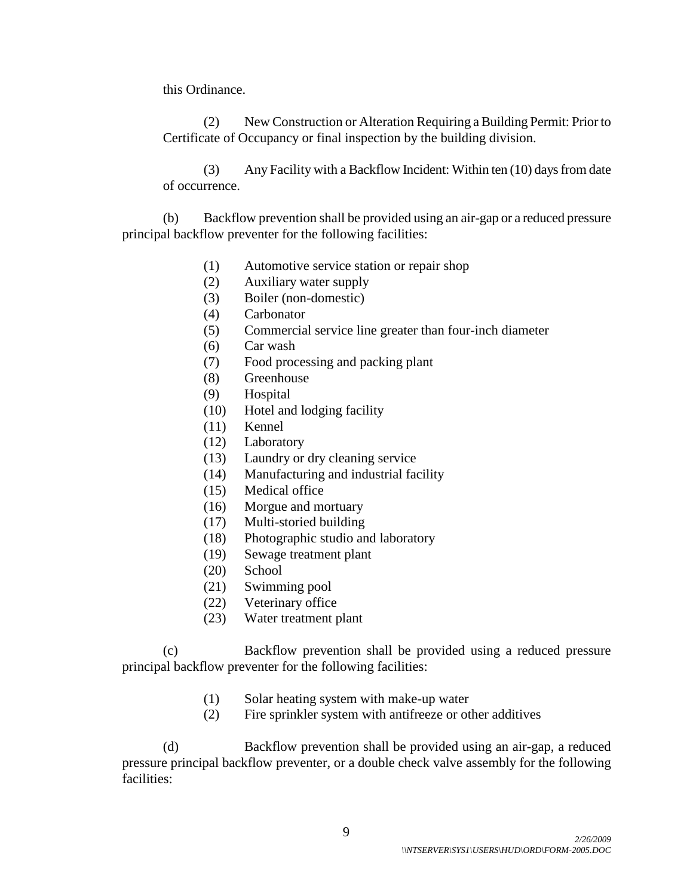this Ordinance.

(2) New Construction or Alteration Requiring a Building Permit: Prior to Certificate of Occupancy or final inspection by the building division.

(3) Any Facility with a Backflow Incident: Within ten (10) days from date of occurrence.

(b) Backflow prevention shall be provided using an air-gap or a reduced pressure principal backflow preventer for the following facilities:

(1) Automotive service station or repair shop
(2) Auxiliary water supply
(3) Boiler (non-domestic)
(4) Carbonator
(5) Commercial service line greater than four-inch diameter
(6) Car wash
(7) Food processing and packing plant
(8) Greenhouse
(9) Hospital
(10) Hotel and lodging facility
(11) Kennel
(12) Laboratory
(13) Laundry or dry cleaning service
(14) Manufacturing and industrial facility
(15) Medical office
(16) Morgue and mortuary
(17) Multi-storied building
(18) Photographic studio and laboratory
(19) Sewage treatment plant
(20) School
(21) Swimming pool
(22) Veterinary office
(23) Water treatment plant

(c) Backflow prevention shall be provided using a reduced pressure principal backflow preventer for the following facilities:

(1) Solar heating system with make-up water
(2) Fire sprinkler system with antifreeze or other additives

(d) Backflow prevention shall be provided using an air-gap, a reduced pressure principal backflow preventer, or a double check valve assembly for the following facilities: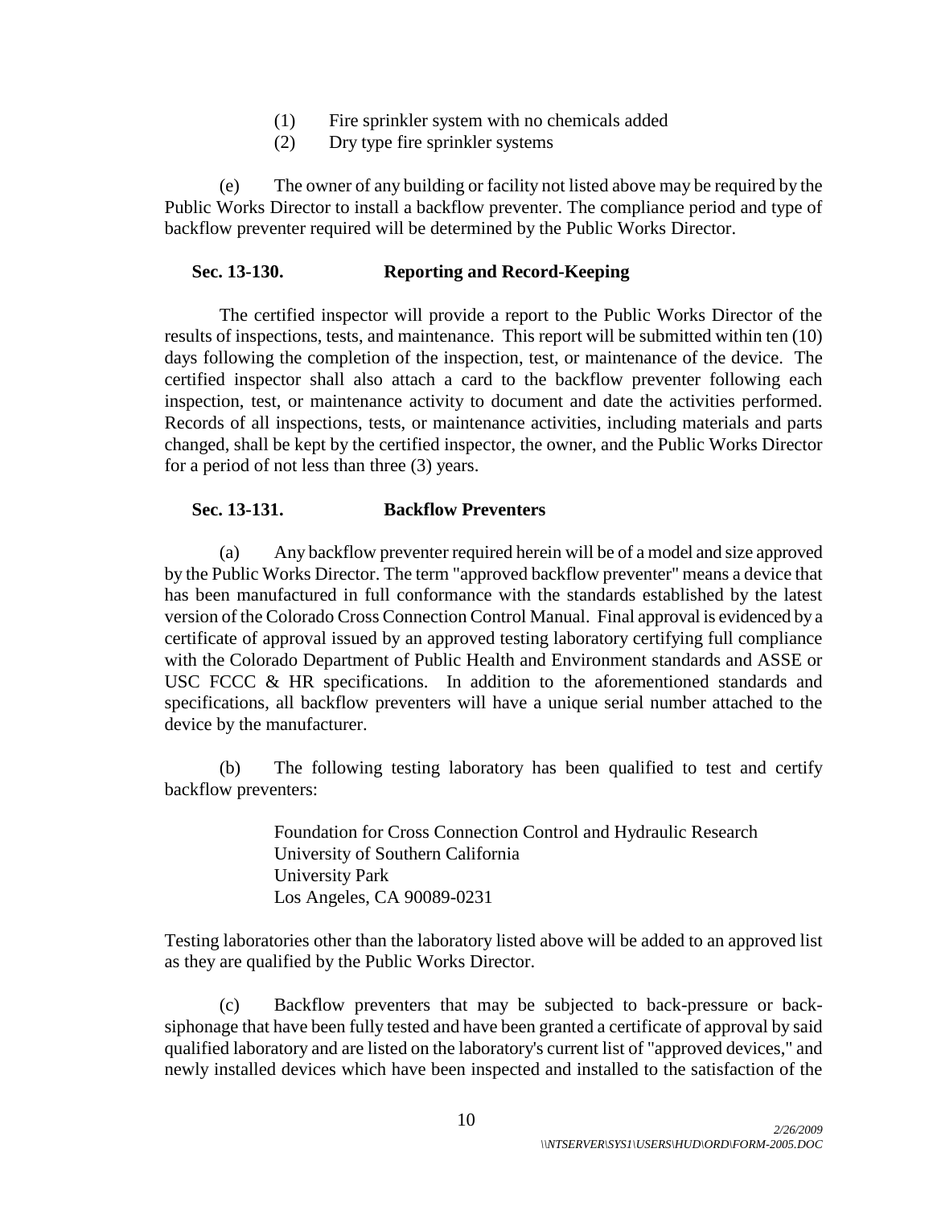(1) Fire sprinkler system with no chemicals added
(2) Dry type fire sprinkler systems

(e) The owner of any building or facility not listed above may be required by the Public Works Director to install a backflow preventer. The compliance period and type of backflow preventer required will be determined by the Public Works Director.

**Sec. 13-130. Reporting and Record-Keeping**

The certified inspector will provide a report to the Public Works Director of the results of inspections, tests, and maintenance. This report will be submitted within ten (10) days following the completion of the inspection, test, or maintenance of the device. The certified inspector shall also attach a card to the backflow preventer following each inspection, test, or maintenance activity to document and date the activities performed. Records of all inspections, tests, or maintenance activities, including materials and parts changed, shall be kept by the certified inspector, the owner, and the Public Works Director for a period of not less than three (3) years.

**Sec. 13-131. Backflow Preventers**

(a) Any backflow preventer required herein will be of a model and size approved by the Public Works Director. The term "approved backflow preventer" means a device that has been manufactured in full conformance with the standards established by the latest version of the Colorado Cross Connection Control Manual. Final approval is evidenced by a certificate of approval issued by an approved testing laboratory certifying full compliance with the Colorado Department of Public Health and Environment standards and ASSE or USC FCCC & HR specifications. In addition to the aforementioned standards and specifications, all backflow preventers will have a unique serial number attached to the device by the manufacturer.

(b) The following testing laboratory has been qualified to test and certify backflow preventers:

Foundation for Cross Connection Control and Hydraulic Research
University of Southern California
University Park
Los Angeles, CA 90089-0231

Testing laboratories other than the laboratory listed above will be added to an approved list as they are qualified by the Public Works Director.

(c) Backflow preventers that may be subjected to back-pressure or back-siphonage that have been fully tested and have been granted a certificate of approval by said qualified laboratory and are listed on the laboratory's current list of "approved devices," and newly installed devices which have been inspected and installed to the satisfaction of the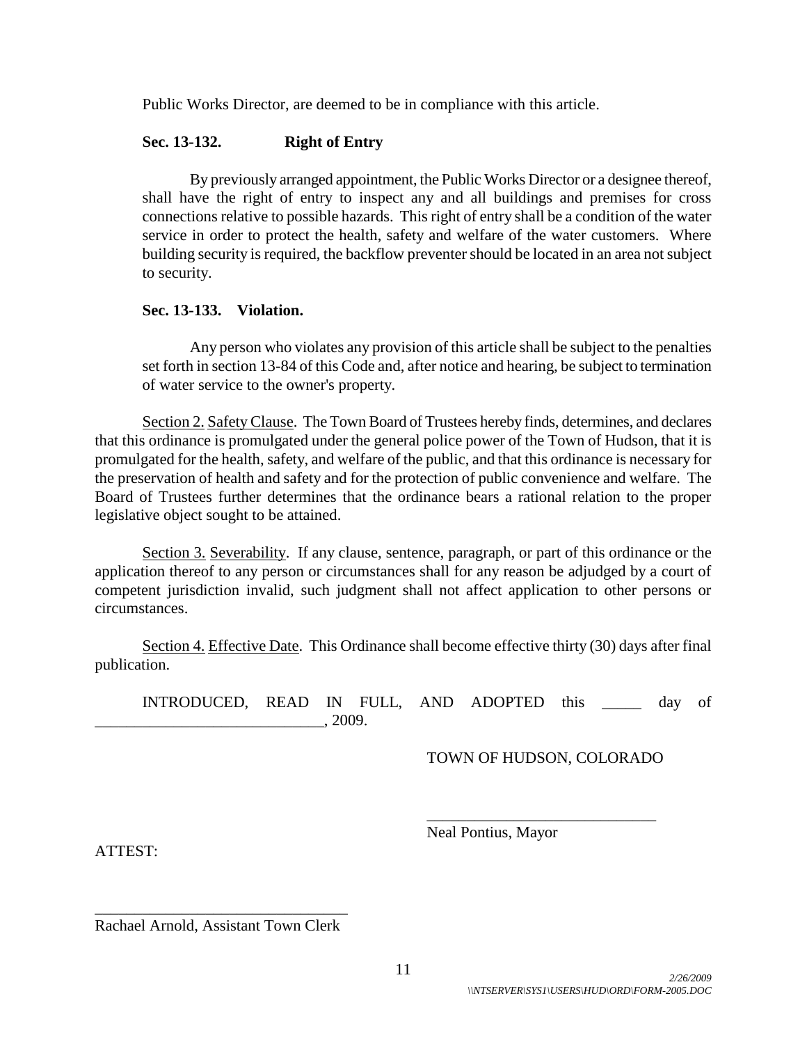Public Works Director, are deemed to be in compliance with this article.

**Sec. 13-132. Right of Entry**

By previously arranged appointment, the Public Works Director or a designee thereof, shall have the right of entry to inspect any and all buildings and premises for cross connections relative to possible hazards. This right of entry shall be a condition of the water service in order to protect the health, safety and welfare of the water customers. Where building security is required, the backflow preventer should be located in an area not subject to security.

**Sec. 13-133. Violation.**

Any person who violates any provision of this article shall be subject to the penalties set forth in section 13-84 of this Code and, after notice and hearing, be subject to termination of water service to the owner's property.

Section 2. Safety Clause. The Town Board of Trustees hereby finds, determines, and declares that this ordinance is promulgated under the general police power of the Town of Hudson, that it is promulgated for the health, safety, and welfare of the public, and that this ordinance is necessary for the preservation of health and safety and for the protection of public convenience and welfare. The Board of Trustees further determines that the ordinance bears a rational relation to the proper legislative object sought to be attained.

Section 3. Severability. If any clause, sentence, paragraph, or part of this ordinance or the application thereof to any person or circumstances shall for any reason be adjudged by a court of competent jurisdiction invalid, such judgment shall not affect application to other persons or circumstances.

Section 4. Effective Date. This Ordinance shall become effective thirty (30) days after final publication.

INTRODUCED, READ IN FULL, AND ADOPTED this _____ day of _____________________________, 2009.

TOWN OF HUDSON, COLORADO

_____________________________
Neal Pontius, Mayor

ATTEST:

_______________________________
Rachael Arnold, Assistant Town Clerk

*2/26/2009*
*\\NTSERVER\SYS1\USERS\HUD\ORD\FORM-2005.DOC*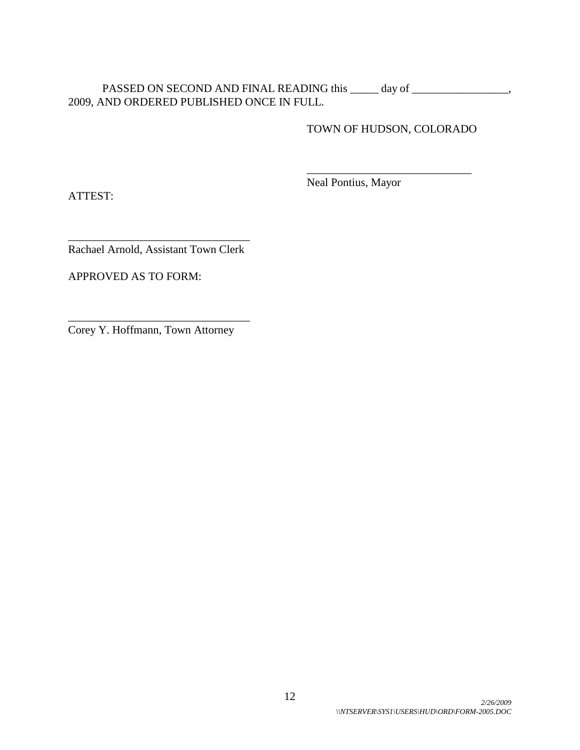PASSED ON SECOND AND FINAL READING this _____ day of _________________, 2009, AND ORDERED PUBLISHED ONCE IN FULL.

TOWN OF HUDSON, COLORADO

_____________________________
Neal Pontius, Mayor

ATTEST:

________________________________
Rachael Arnold, Assistant Town Clerk

APPROVED AS TO FORM:

________________________________
Corey Y. Hoffmann, Town Attorney